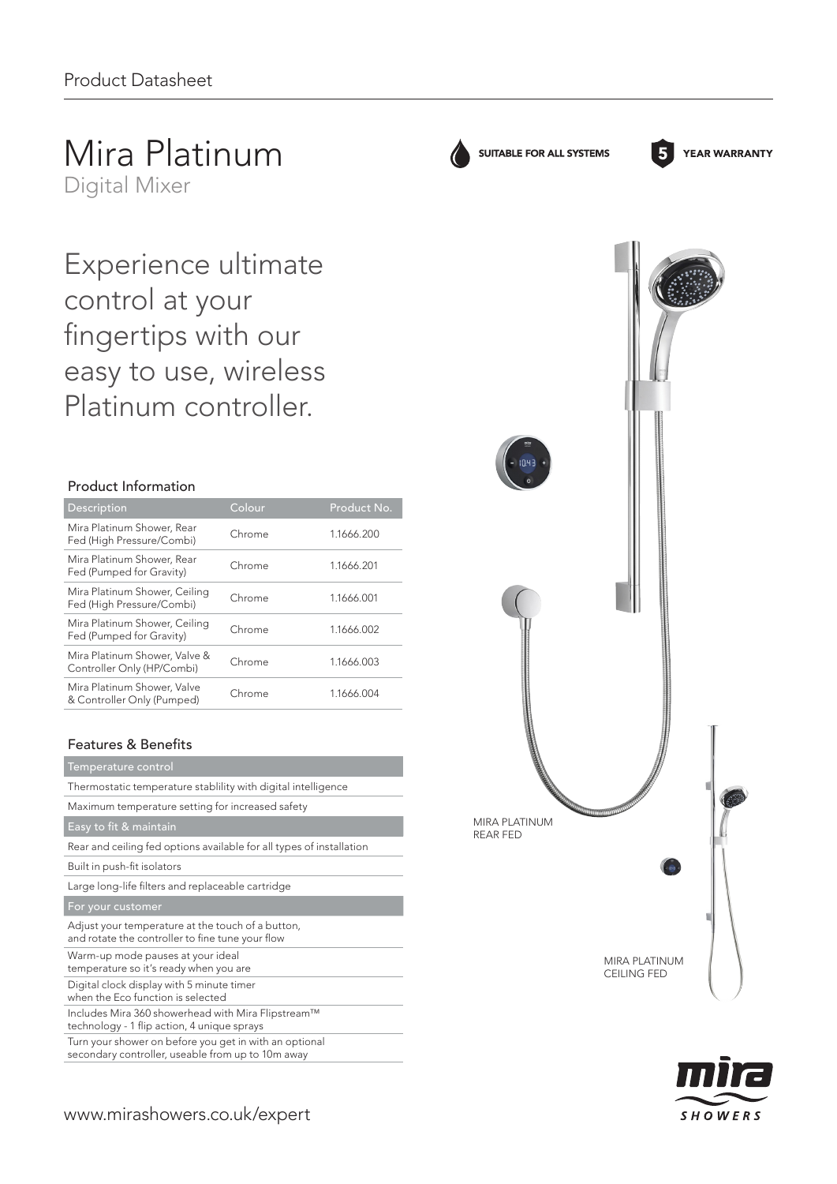Product Datasheet

# Mira Platinum

Digital Mixer

SUITABLE FOR ALL SYSTEMS

5 YEAR WARRANTY

## Experience ultimate control at your fingertips with our easy to use, wireless Platinum controller.

### Product Information

| Description | Colour | Product No. |
|---|---|---|
| Mira Platinum Shower, Rear Fed (High Pressure/Combi) | Chrome | 1.1666.200 |
| Mira Platinum Shower, Rear Fed (Pumped for Gravity) | Chrome | 1.1666.201 |
| Mira Platinum Shower, Ceiling Fed (High Pressure/Combi) | Chrome | 1.1666.001 |
| Mira Platinum Shower, Ceiling Fed (Pumped for Gravity) | Chrome | 1.1666.002 |
| Mira Platinum Shower, Valve & Controller Only (HP/Combi) | Chrome | 1.1666.003 |
| Mira Platinum Shower, Valve & Controller Only (Pumped) | Chrome | 1.1666.004 |

### Features & Benefits

| Temperature control |
|---|
| Thermostatic temperature stablility with digital intelligence |
| Maximum temperature setting for increased safety |
| **Easy to fit & maintain** |
| Rear and ceiling fed options available for all types of installation |
| Built in push-fit isolators |
| Large long-life filters and replaceable cartridge |
| **For your customer** |
| Adjust your temperature at the touch of a button, and rotate the controller to fine tune your flow |
| Warm-up mode pauses at your ideal temperature so it's ready when you are |
| Digital clock display with 5 minute timer when the Eco function is selected |
| Includes Mira 360 showerhead with Mira Flipstream™ technology - 1 flip action, 4 unique sprays |
| Turn your shower on before you get in with an optional secondary controller, useable from up to 10m away |

MIRA PLATINUM REAR FED

MIRA PLATINUM CEILING FED

www.mirashowers.co.uk/expert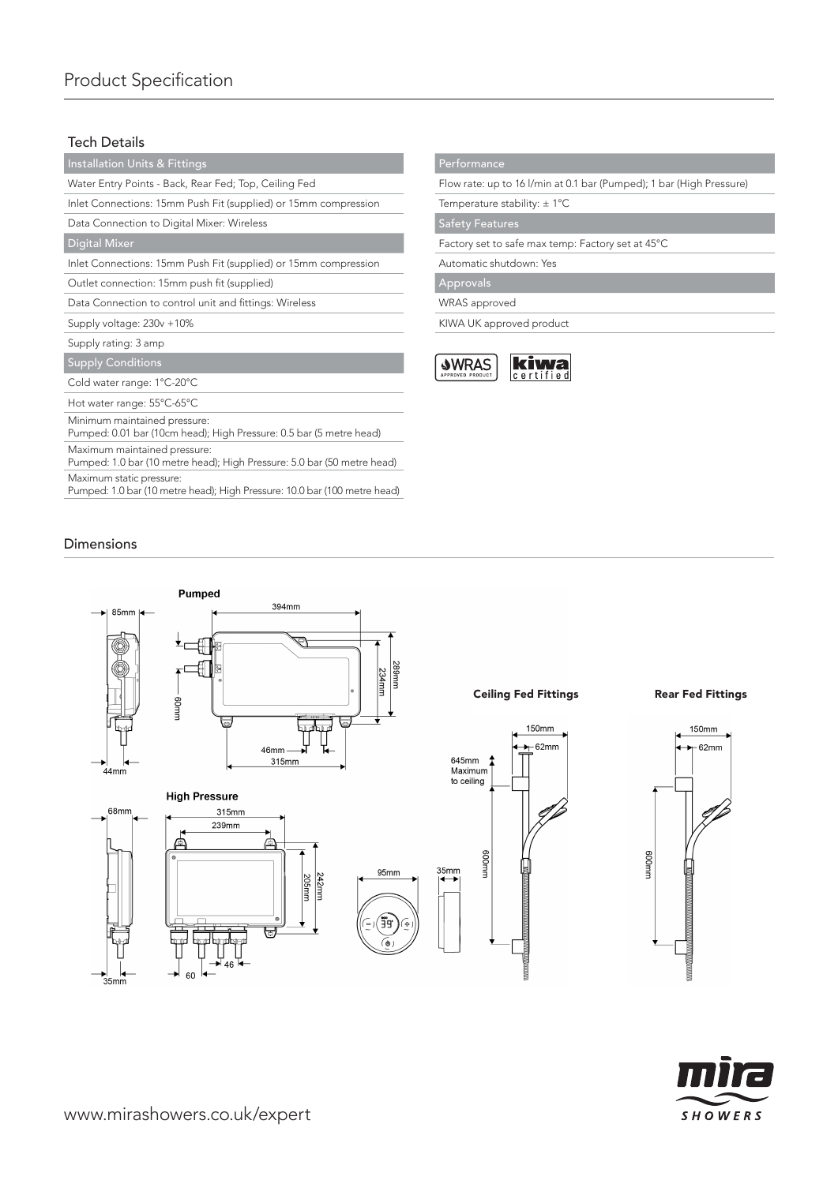# Product Specification

## Tech Details

| Installation Units & Fittings |
| --- |
| Water Entry Points - Back, Rear Fed; Top, Ceiling Fed |
| Inlet Connections: 15mm Push Fit (supplied) or 15mm compression |
| Data Connection to Digital Mixer: Wireless |
| **Digital Mixer** |
| Inlet Connections: 15mm Push Fit (supplied) or 15mm compression |
| Outlet connection: 15mm push fit (supplied) |
| Data Connection to control unit and fittings: Wireless |
| Supply voltage: 230v +10% |
| Supply rating: 3 amp |
| **Supply Conditions** |
| Cold water range: 1°C-20°C |
| Hot water range: 55°C-65°C |
| Minimum maintained pressure: Pumped: 0.01 bar (10cm head); High Pressure: 0.5 bar (5 metre head) |
| Maximum maintained pressure: Pumped: 1.0 bar (10 metre head); High Pressure: 5.0 bar (50 metre head) |
| Maximum static pressure: Pumped: 1.0 bar (10 metre head); High Pressure: 10.0 bar (100 metre head) |

| Performance |
| --- |
| Flow rate: up to 16 l/min at 0.1 bar (Pumped); 1 bar (High Pressure) |
| Temperature stability: ± 1°C |
| **Safety Features** |
| Factory set to safe max temp: Factory set at 45°C |
| Automatic shutdown: Yes |
| **Approvals** |
| WRAS approved |
| KIWA UK approved product |

WRAS APPROVED PRODUCT

kiwa certified

## Dimensions

**Pumped**

85mm
394mm
289mm
234mm
60mm
46mm
315mm
44mm

**High Pressure**

68mm
315mm
239mm
205mm
242mm
60
46
35mm

95mm
35mm

**Ceiling Fed Fittings**

150mm
62mm
645mm Maximum to ceiling
600mm

**Rear Fed Fittings**

150mm
62mm
600mm

www.mirashowers.co.uk/expert

mira SHOWERS